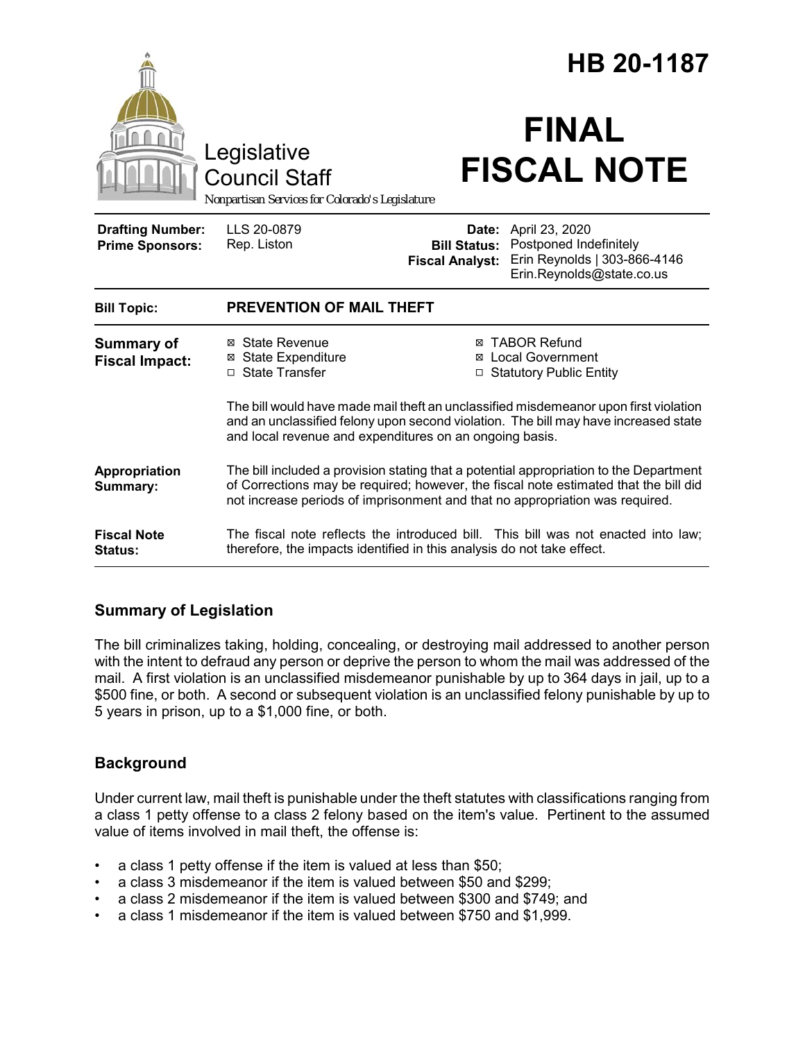# HB 20-1187

Legislative Council Staff

*Nonpartisan Services for Colorado's Legislature*

# FINAL FISCAL NOTE

| | | | |
|---|---|---|---|
| **Drafting Number:** | LLS 20-0879 | **Date:** | April 23, 2020 |
| **Prime Sponsors:** | Rep. Liston | **Bill Status:** | Postponed Indefinitely |
| | | **Fiscal Analyst:** | Erin Reynolds \| 303-866-4146 Erin.Reynolds@state.co.us |

| | |
|---|---|
| **Bill Topic:** | **PREVENTION OF MAIL THEFT** |
| **Summary of Fiscal Impact:** | ☒ State Revenue ☒ State Expenditure ☐ State Transfer ☒ TABOR Refund ☒ Local Government ☐ Statutory Public Entity<br><br>The bill would have made mail theft an unclassified misdemeanor upon first violation and an unclassified felony upon second violation. The bill may have increased state and local revenue and expenditures on an ongoing basis. |
| **Appropriation Summary:** | The bill included a provision stating that a potential appropriation to the Department of Corrections may be required; however, the fiscal note estimated that the bill did not increase periods of imprisonment and that no appropriation was required. |
| **Fiscal Note Status:** | The fiscal note reflects the introduced bill. This bill was not enacted into law; therefore, the impacts identified in this analysis do not take effect. |

## Summary of Legislation

The bill criminalizes taking, holding, concealing, or destroying mail addressed to another person with the intent to defraud any person or deprive the person to whom the mail was addressed of the mail. A first violation is an unclassified misdemeanor punishable by up to 364 days in jail, up to a $500 fine, or both. A second or subsequent violation is an unclassified felony punishable by up to 5 years in prison, up to a $1,000 fine, or both.

## Background

Under current law, mail theft is punishable under the theft statutes with classifications ranging from a class 1 petty offense to a class 2 felony based on the item's value. Pertinent to the assumed value of items involved in mail theft, the offense is:

- a class 1 petty offense if the item is valued at less than $50;
- a class 3 misdemeanor if the item is valued between $50 and $299;
- a class 2 misdemeanor if the item is valued between $300 and $749; and
- a class 1 misdemeanor if the item is valued between $750 and $1,999.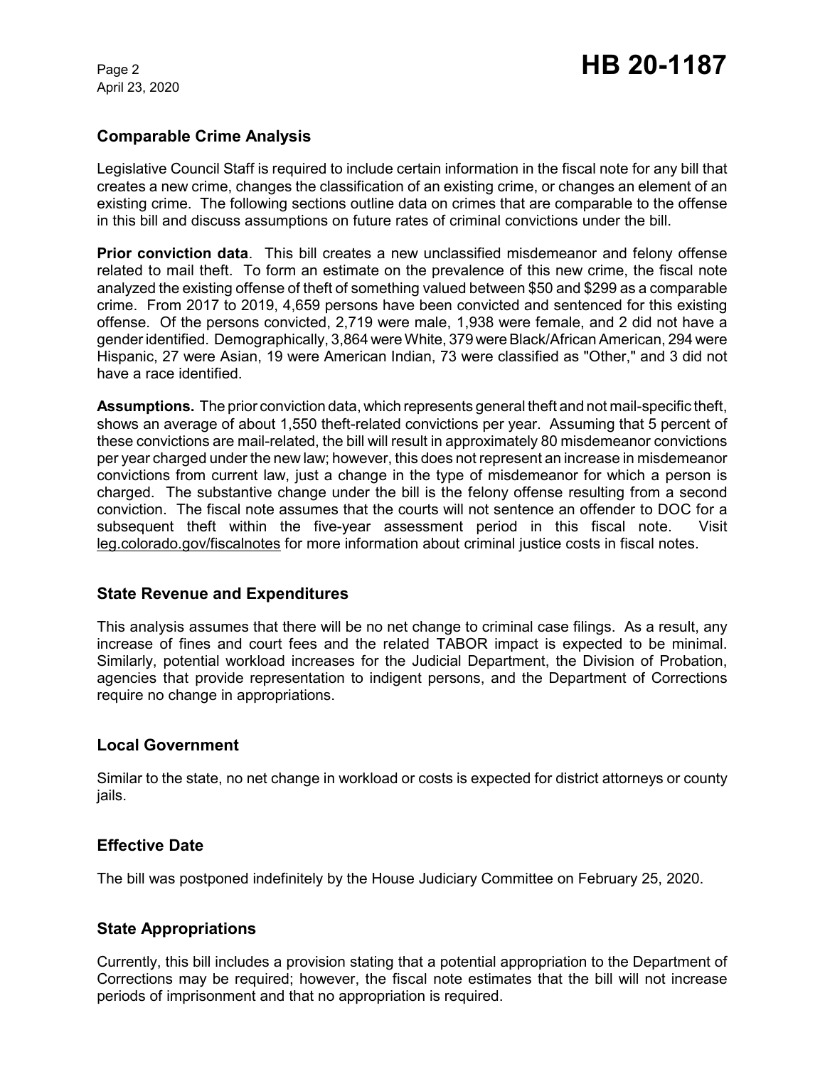## Comparable Crime Analysis

Legislative Council Staff is required to include certain information in the fiscal note for any bill that creates a new crime, changes the classification of an existing crime, or changes an element of an existing crime. The following sections outline data on crimes that are comparable to the offense in this bill and discuss assumptions on future rates of criminal convictions under the bill.

**Prior conviction data**. This bill creates a new unclassified misdemeanor and felony offense related to mail theft. To form an estimate on the prevalence of this new crime, the fiscal note analyzed the existing offense of theft of something valued between $50 and $299 as a comparable crime. From 2017 to 2019, 4,659 persons have been convicted and sentenced for this existing offense. Of the persons convicted, 2,719 were male, 1,938 were female, and 2 did not have a gender identified. Demographically, 3,864 were White, 379 were Black/African American, 294 were Hispanic, 27 were Asian, 19 were American Indian, 73 were classified as "Other," and 3 did not have a race identified.

**Assumptions.** The prior conviction data, which represents general theft and not mail-specific theft, shows an average of about 1,550 theft-related convictions per year. Assuming that 5 percent of these convictions are mail-related, the bill will result in approximately 80 misdemeanor convictions per year charged under the new law; however, this does not represent an increase in misdemeanor convictions from current law, just a change in the type of misdemeanor for which a person is charged. The substantive change under the bill is the felony offense resulting from a second conviction. The fiscal note assumes that the courts will not sentence an offender to DOC for a subsequent theft within the five-year assessment period in this fiscal note. Visit leg.colorado.gov/fiscalnotes for more information about criminal justice costs in fiscal notes.

## State Revenue and Expenditures

This analysis assumes that there will be no net change to criminal case filings. As a result, any increase of fines and court fees and the related TABOR impact is expected to be minimal. Similarly, potential workload increases for the Judicial Department, the Division of Probation, agencies that provide representation to indigent persons, and the Department of Corrections require no change in appropriations.

## Local Government

Similar to the state, no net change in workload or costs is expected for district attorneys or county jails.

## Effective Date

The bill was postponed indefinitely by the House Judiciary Committee on February 25, 2020.

## State Appropriations

Currently, this bill includes a provision stating that a potential appropriation to the Department of Corrections may be required; however, the fiscal note estimates that the bill will not increase periods of imprisonment and that no appropriation is required.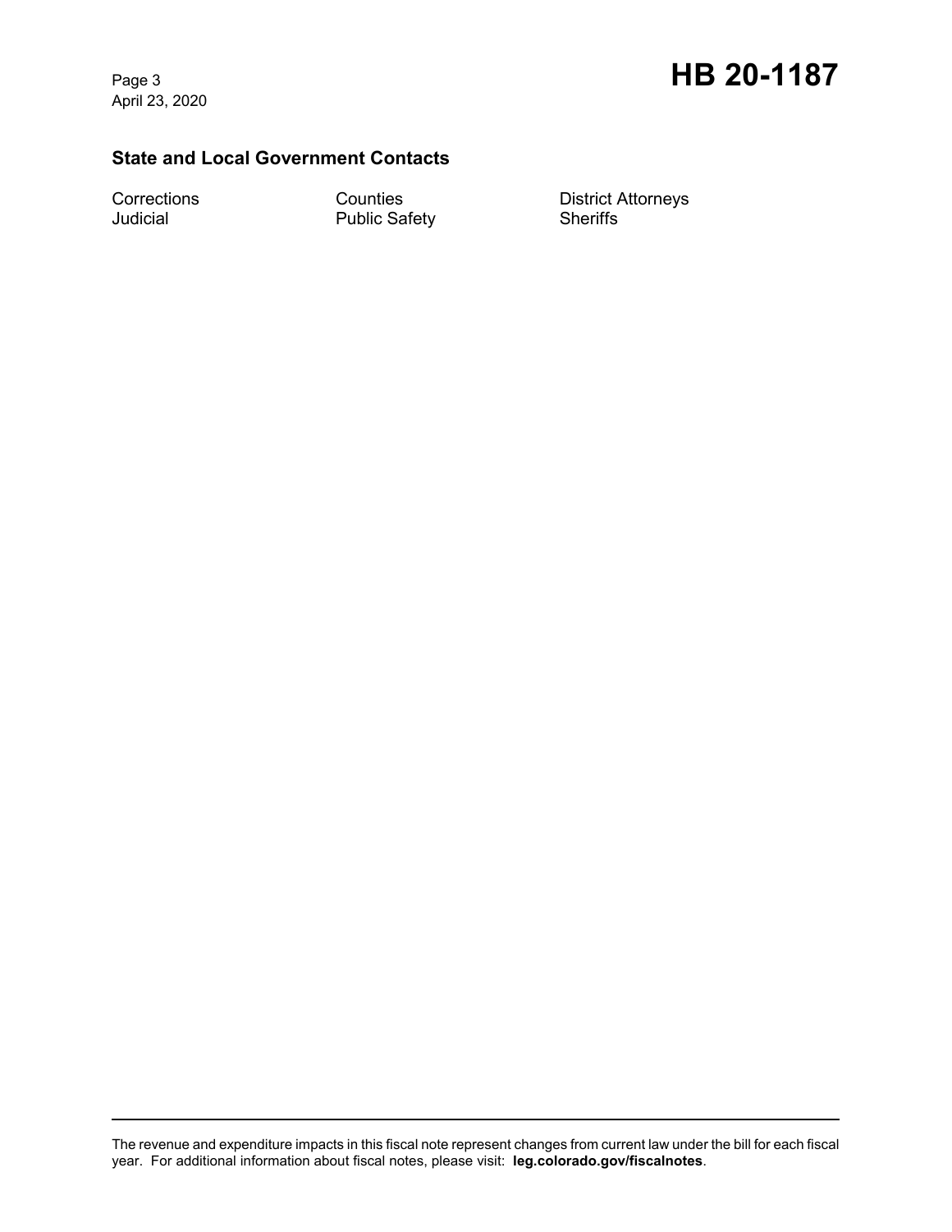## State and Local Government Contacts

| | | |
|---|---|---|
| Corrections | Counties | District Attorneys |
| Judicial | Public Safety | Sheriffs |

The revenue and expenditure impacts in this fiscal note represent changes from current law under the bill for each fiscal year. For additional information about fiscal notes, please visit: **leg.colorado.gov/fiscalnotes**.